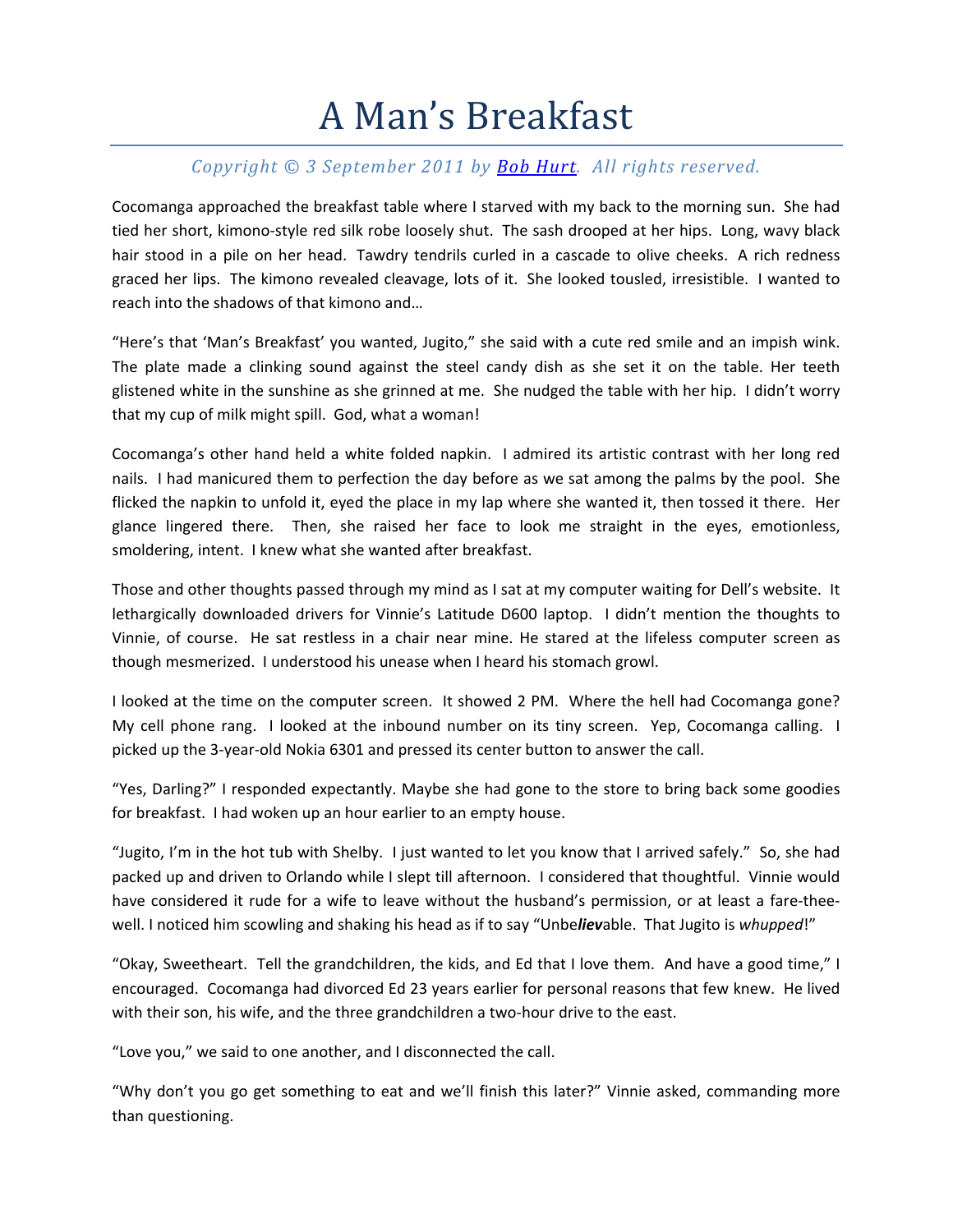# A Man's Breakfast

*Copyright © 3 September 2011 by [Bob Hurt](). All rights reserved.*

Cocomanga approached the breakfast table where I starved with my back to the morning sun. She had tied her short, kimono-style red silk robe loosely shut. The sash drooped at her hips. Long, wavy black hair stood in a pile on her head. Tawdry tendrils curled in a cascade to olive cheeks. A rich redness graced her lips. The kimono revealed cleavage, lots of it. She looked tousled, irresistible. I wanted to reach into the shadows of that kimono and…

"Here's that 'Man's Breakfast' you wanted, Jugito," she said with a cute red smile and an impish wink. The plate made a clinking sound against the steel candy dish as she set it on the table. Her teeth glistened white in the sunshine as she grinned at me. She nudged the table with her hip. I didn't worry that my cup of milk might spill. God, what a woman!

Cocomanga's other hand held a white folded napkin. I admired its artistic contrast with her long red nails. I had manicured them to perfection the day before as we sat among the palms by the pool. She flicked the napkin to unfold it, eyed the place in my lap where she wanted it, then tossed it there. Her glance lingered there. Then, she raised her face to look me straight in the eyes, emotionless, smoldering, intent. I knew what she wanted after breakfast.

Those and other thoughts passed through my mind as I sat at my computer waiting for Dell's website. It lethargically downloaded drivers for Vinnie's Latitude D600 laptop. I didn't mention the thoughts to Vinnie, of course. He sat restless in a chair near mine. He stared at the lifeless computer screen as though mesmerized. I understood his unease when I heard his stomach growl.

I looked at the time on the computer screen. It showed 2 PM. Where the hell had Cocomanga gone? My cell phone rang. I looked at the inbound number on its tiny screen. Yep, Cocomanga calling. I picked up the 3-year-old Nokia 6301 and pressed its center button to answer the call.

"Yes, Darling?" I responded expectantly. Maybe she had gone to the store to bring back some goodies for breakfast. I had woken up an hour earlier to an empty house.

"Jugito, I'm in the hot tub with Shelby. I just wanted to let you know that I arrived safely." So, she had packed up and driven to Orlando while I slept till afternoon. I considered that thoughtful. Vinnie would have considered it rude for a wife to leave without the husband's permission, or at least a fare-thee-well. I noticed him scowling and shaking his head as if to say "Unbe***liev***able. That Jugito is *whupped*!"

"Okay, Sweetheart. Tell the grandchildren, the kids, and Ed that I love them. And have a good time," I encouraged. Cocomanga had divorced Ed 23 years earlier for personal reasons that few knew. He lived with their son, his wife, and the three grandchildren a two-hour drive to the east.

"Love you," we said to one another, and I disconnected the call.

"Why don't you go get something to eat and we'll finish this later?" Vinnie asked, commanding more than questioning.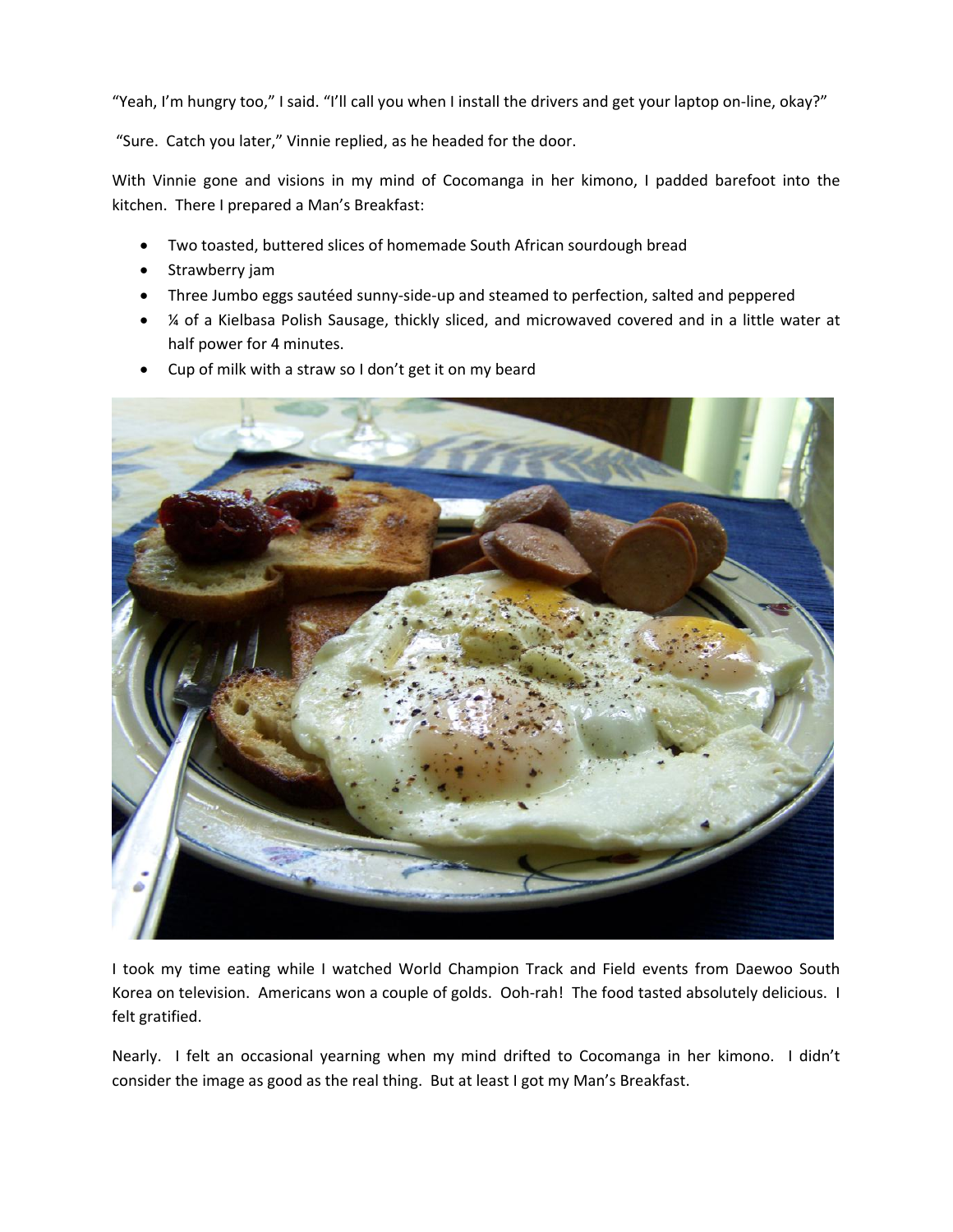"Yeah, I'm hungry too," I said. "I'll call you when I install the drivers and get your laptop on-line, okay?"

"Sure. Catch you later," Vinnie replied, as he headed for the door.

With Vinnie gone and visions in my mind of Cocomanga in her kimono, I padded barefoot into the kitchen. There I prepared a Man's Breakfast:

- Two toasted, buttered slices of homemade South African sourdough bread
- Strawberry jam
- Three Jumbo eggs sautéed sunny-side-up and steamed to perfection, salted and peppered
- ¼ of a Kielbasa Polish Sausage, thickly sliced, and microwaved covered and in a little water at half power for 4 minutes.
- Cup of milk with a straw so I don't get it on my beard

I took my time eating while I watched World Champion Track and Field events from Daewoo South Korea on television. Americans won a couple of golds. Ooh-rah! The food tasted absolutely delicious. I felt gratified.

Nearly. I felt an occasional yearning when my mind drifted to Cocomanga in her kimono. I didn't consider the image as good as the real thing. But at least I got my Man's Breakfast.